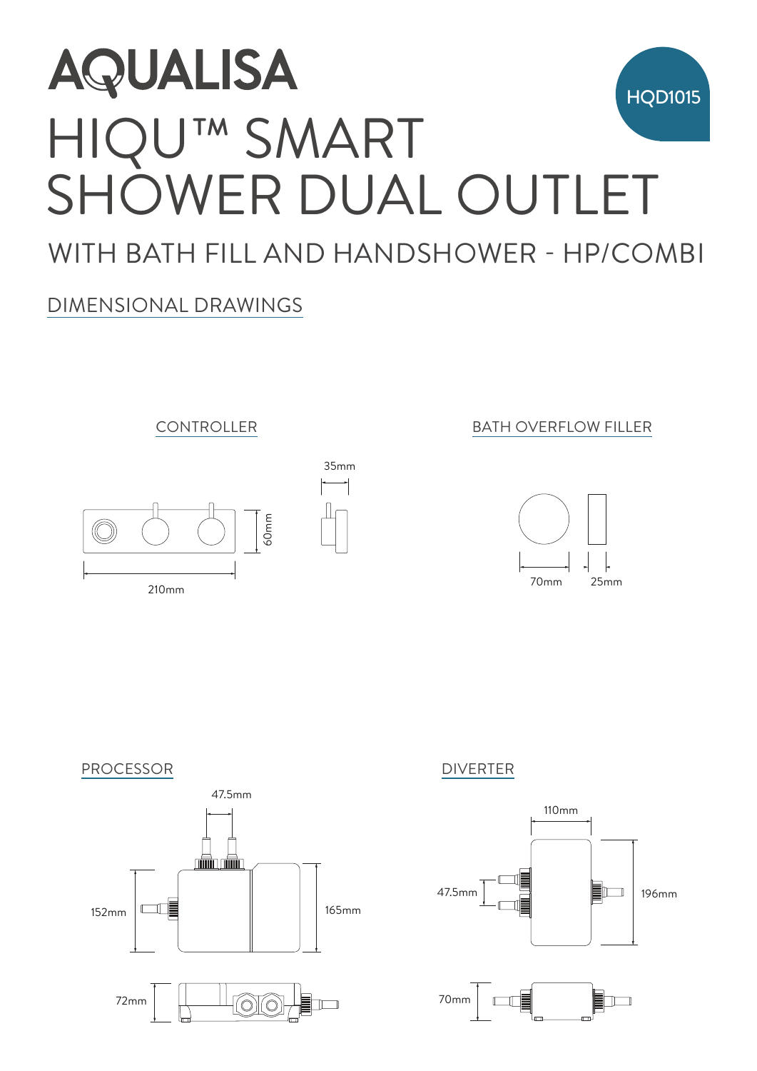# AQUALISA

HQD1015

# HIQU™ SMART SHOWER DUAL OUTLET

## WITH BATH FILL AND HANDSHOWER - HP/COMBI

### DIMENSIONAL DRAWINGS

CONTROLLER

35mm

60mm

210mm

BATH OVERFLOW FILLER

70mm

25mm

PROCESSOR

47.5mm

152mm

165mm

72mm

DIVERTER

110mm

47.5mm

196mm

70mm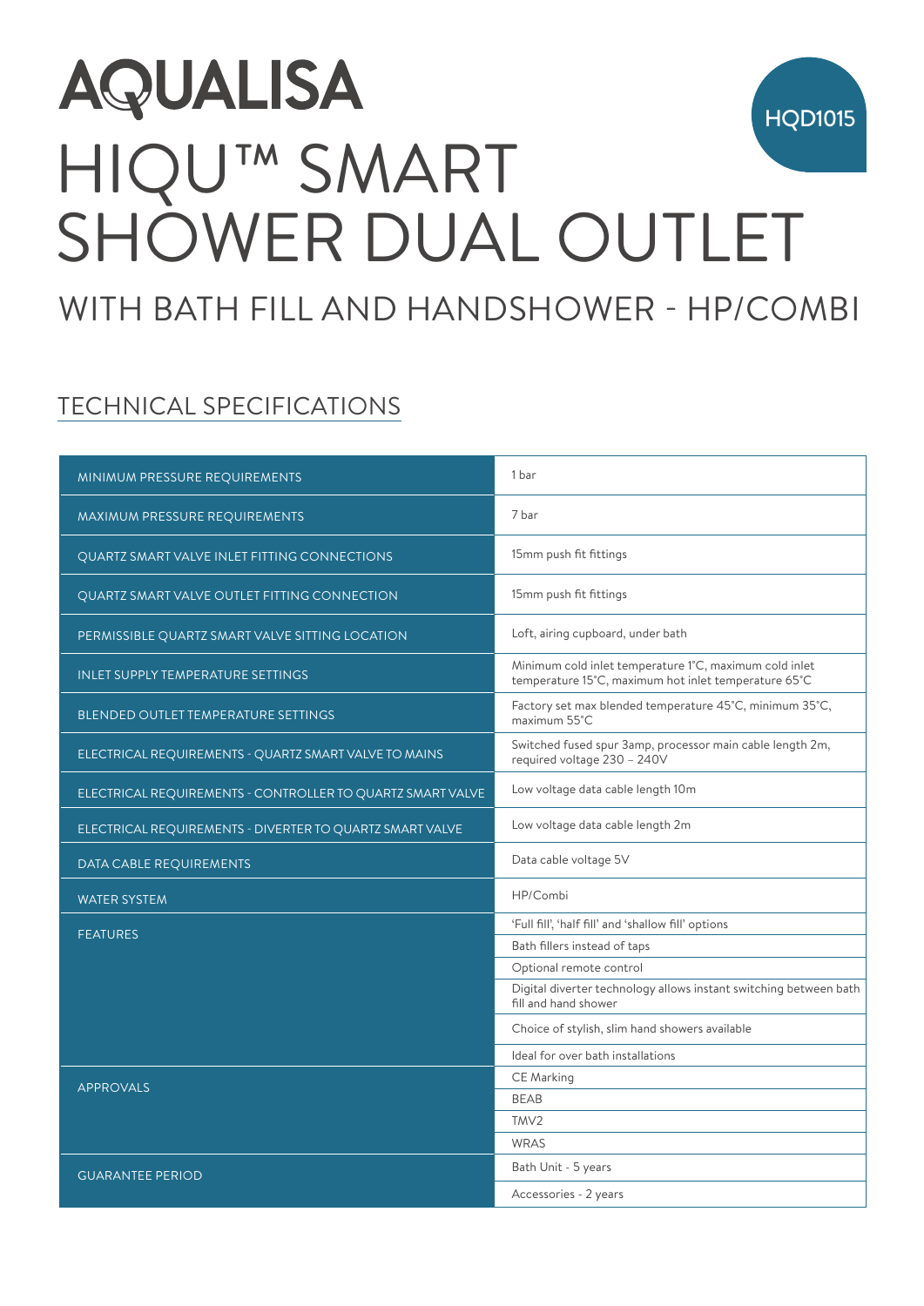# AQUALISA

HQD1015

# HIQU™ SMART SHOWER DUAL OUTLET

## WITH BATH FILL AND HANDSHOWER - HP/COMBI

## TECHNICAL SPECIFICATIONS

| | |
|---|---|
| MINIMUM PRESSURE REQUIREMENTS | 1 bar |
| MAXIMUM PRESSURE REQUIREMENTS | 7 bar |
| QUARTZ SMART VALVE INLET FITTING CONNECTIONS | 15mm push fit fittings |
| QUARTZ SMART VALVE OUTLET FITTING CONNECTION | 15mm push fit fittings |
| PERMISSIBLE QUARTZ SMART VALVE SITTING LOCATION | Loft, airing cupboard, under bath |
| INLET SUPPLY TEMPERATURE SETTINGS | Minimum cold inlet temperature 1°C, maximum cold inlet temperature 15°C, maximum hot inlet temperature 65°C |
| BLENDED OUTLET TEMPERATURE SETTINGS | Factory set max blended temperature 45°C, minimum 35°C, maximum 55°C |
| ELECTRICAL REQUIREMENTS - QUARTZ SMART VALVE TO MAINS | Switched fused spur 3amp, processor main cable length 2m, required voltage 230 – 240V |
| ELECTRICAL REQUIREMENTS - CONTROLLER TO QUARTZ SMART VALVE | Low voltage data cable length 10m |
| ELECTRICAL REQUIREMENTS - DIVERTER TO QUARTZ SMART VALVE | Low voltage data cable length 2m |
| DATA CABLE REQUIREMENTS | Data cable voltage 5V |
| WATER SYSTEM | HP/Combi |
| FEATURES | 'Full fill', 'half fill' and 'shallow fill' options |
| | Bath fillers instead of taps |
| | Optional remote control |
| | Digital diverter technology allows instant switching between bath fill and hand shower |
| | Choice of stylish, slim hand showers available |
| | Ideal for over bath installations |
| APPROVALS | CE Marking |
| | BEAB |
| | TMV2 |
| | WRAS |
| GUARANTEE PERIOD | Bath Unit - 5 years |
| | Accessories - 2 years |